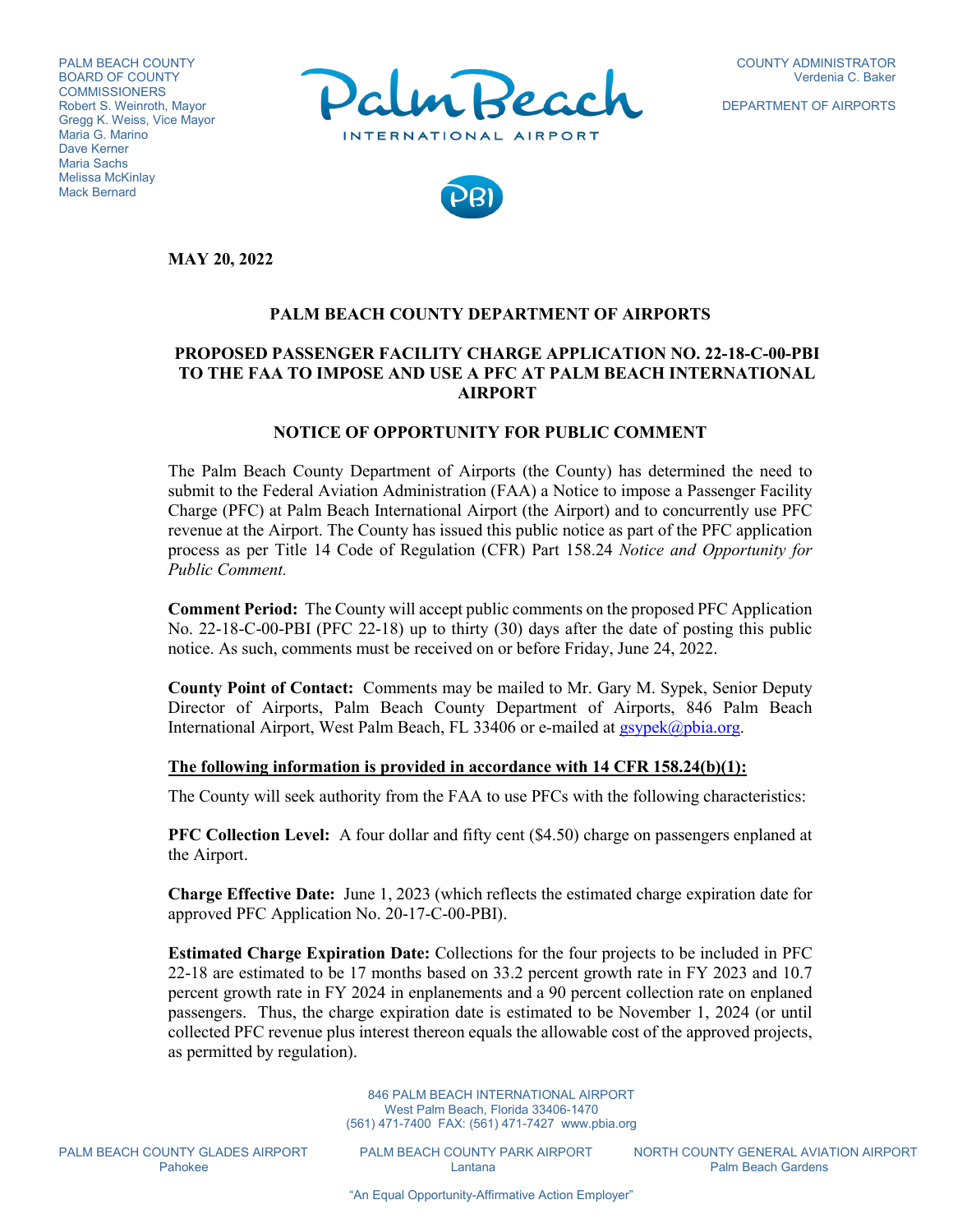PALM BEACH COUNTY
BOARD OF COUNTY
COMMISSIONERS
Robert S. Weinroth, Mayor
Gregg K. Weiss, Vice Mayor
Maria G. Marino
Dave Kerner
Maria Sachs
Melissa McKinlay
Mack Bernard

COUNTY ADMINISTRATOR
Verdenia C. Baker

DEPARTMENT OF AIRPORTS

**MAY 20, 2022**

**PALM BEACH COUNTY DEPARTMENT OF AIRPORTS**

**PROPOSED PASSENGER FACILITY CHARGE APPLICATION NO. 22-18-C-00-PBI TO THE FAA TO IMPOSE AND USE A PFC AT PALM BEACH INTERNATIONAL AIRPORT**

**NOTICE OF OPPORTUNITY FOR PUBLIC COMMENT**

The Palm Beach County Department of Airports (the County) has determined the need to submit to the Federal Aviation Administration (FAA) a Notice to impose a Passenger Facility Charge (PFC) at Palm Beach International Airport (the Airport) and to concurrently use PFC revenue at the Airport. The County has issued this public notice as part of the PFC application process as per Title 14 Code of Regulation (CFR) Part 158.24 *Notice and Opportunity for Public Comment.*

**Comment Period:** The County will accept public comments on the proposed PFC Application No. 22-18-C-00-PBI (PFC 22-18) up to thirty (30) days after the date of posting this public notice. As such, comments must be received on or before Friday, June 24, 2022.

**County Point of Contact:** Comments may be mailed to Mr. Gary M. Sypek, Senior Deputy Director of Airports, Palm Beach County Department of Airports, 846 Palm Beach International Airport, West Palm Beach, FL 33406 or e-mailed at gsypek@pbia.org.

**The following information is provided in accordance with 14 CFR 158.24(b)(1):**

The County will seek authority from the FAA to use PFCs with the following characteristics:

**PFC Collection Level:** A four dollar and fifty cent ($4.50) charge on passengers enplaned at the Airport.

**Charge Effective Date:** June 1, 2023 (which reflects the estimated charge expiration date for approved PFC Application No. 20-17-C-00-PBI).

**Estimated Charge Expiration Date:** Collections for the four projects to be included in PFC 22-18 are estimated to be 17 months based on 33.2 percent growth rate in FY 2023 and 10.7 percent growth rate in FY 2024 in enplanements and a 90 percent collection rate on enplaned passengers. Thus, the charge expiration date is estimated to be November 1, 2024 (or until collected PFC revenue plus interest thereon equals the allowable cost of the approved projects, as permitted by regulation).

846 PALM BEACH INTERNATIONAL AIRPORT
West Palm Beach, Florida 33406-1470
(561) 471-7400 FAX: (561) 471-7427 www.pbia.org

PALM BEACH COUNTY GLADES AIRPORT
Pahokee

PALM BEACH COUNTY PARK AIRPORT
Lantana

NORTH COUNTY GENERAL AVIATION AIRPORT
Palm Beach Gardens

"An Equal Opportunity-Affirmative Action Employer"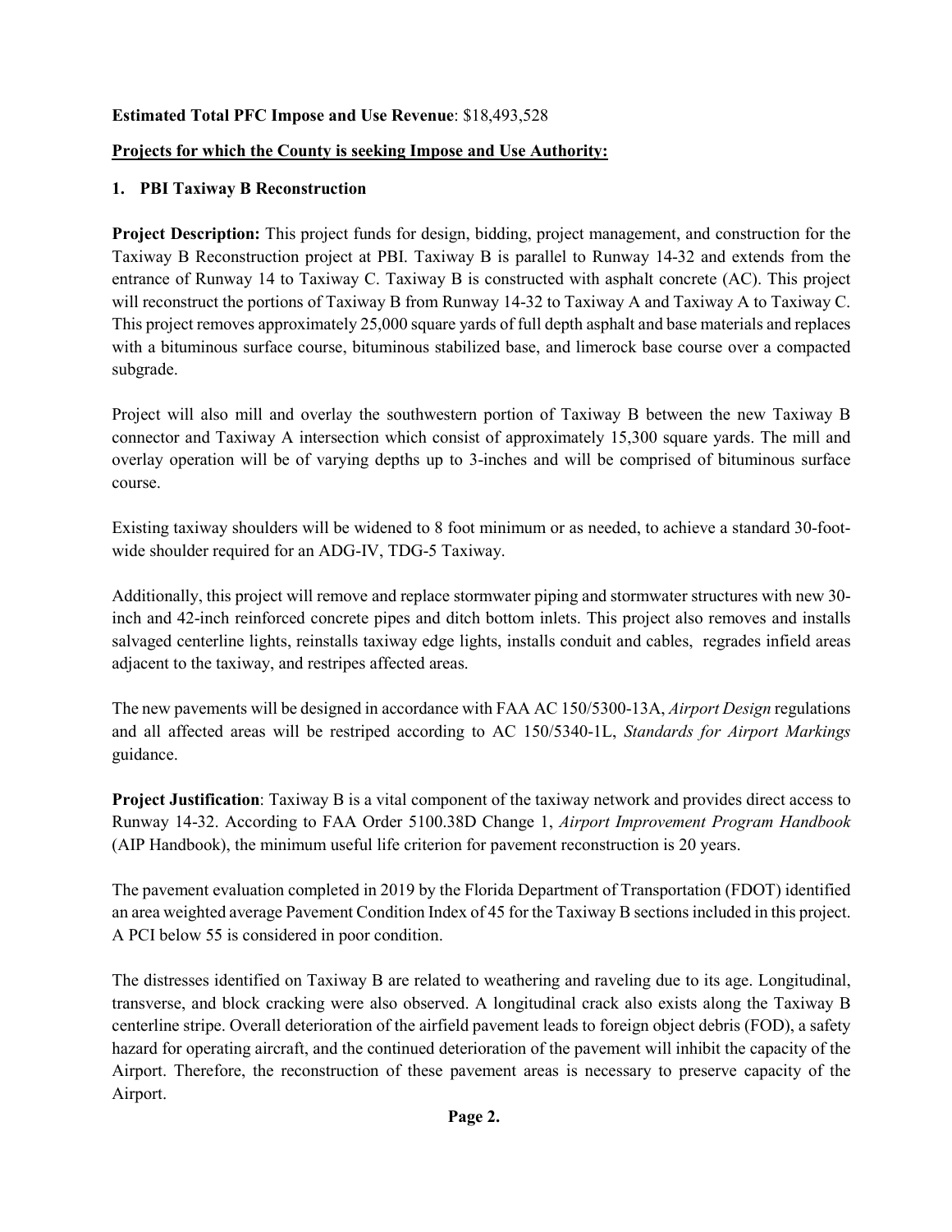**Estimated Total PFC Impose and Use Revenue**: $18,493,528

**Projects for which the County is seeking Impose and Use Authority:**

**1. PBI Taxiway B Reconstruction**

**Project Description:** This project funds for design, bidding, project management, and construction for the Taxiway B Reconstruction project at PBI. Taxiway B is parallel to Runway 14-32 and extends from the entrance of Runway 14 to Taxiway C. Taxiway B is constructed with asphalt concrete (AC). This project will reconstruct the portions of Taxiway B from Runway 14-32 to Taxiway A and Taxiway A to Taxiway C. This project removes approximately 25,000 square yards of full depth asphalt and base materials and replaces with a bituminous surface course, bituminous stabilized base, and limerock base course over a compacted subgrade.

Project will also mill and overlay the southwestern portion of Taxiway B between the new Taxiway B connector and Taxiway A intersection which consist of approximately 15,300 square yards. The mill and overlay operation will be of varying depths up to 3-inches and will be comprised of bituminous surface course.

Existing taxiway shoulders will be widened to 8 foot minimum or as needed, to achieve a standard 30-foot-wide shoulder required for an ADG-IV, TDG-5 Taxiway.

Additionally, this project will remove and replace stormwater piping and stormwater structures with new 30-inch and 42-inch reinforced concrete pipes and ditch bottom inlets. This project also removes and installs salvaged centerline lights, reinstalls taxiway edge lights, installs conduit and cables, regrades infield areas adjacent to the taxiway, and restripes affected areas.

The new pavements will be designed in accordance with FAA AC 150/5300-13A, *Airport Design* regulations and all affected areas will be restriped according to AC 150/5340-1L, *Standards for Airport Markings* guidance.

**Project Justification**: Taxiway B is a vital component of the taxiway network and provides direct access to Runway 14-32. According to FAA Order 5100.38D Change 1, *Airport Improvement Program Handbook* (AIP Handbook), the minimum useful life criterion for pavement reconstruction is 20 years.

The pavement evaluation completed in 2019 by the Florida Department of Transportation (FDOT) identified an area weighted average Pavement Condition Index of 45 for the Taxiway B sections included in this project. A PCI below 55 is considered in poor condition.

The distresses identified on Taxiway B are related to weathering and raveling due to its age. Longitudinal, transverse, and block cracking were also observed. A longitudinal crack also exists along the Taxiway B centerline stripe. Overall deterioration of the airfield pavement leads to foreign object debris (FOD), a safety hazard for operating aircraft, and the continued deterioration of the pavement will inhibit the capacity of the Airport. Therefore, the reconstruction of these pavement areas is necessary to preserve capacity of the Airport.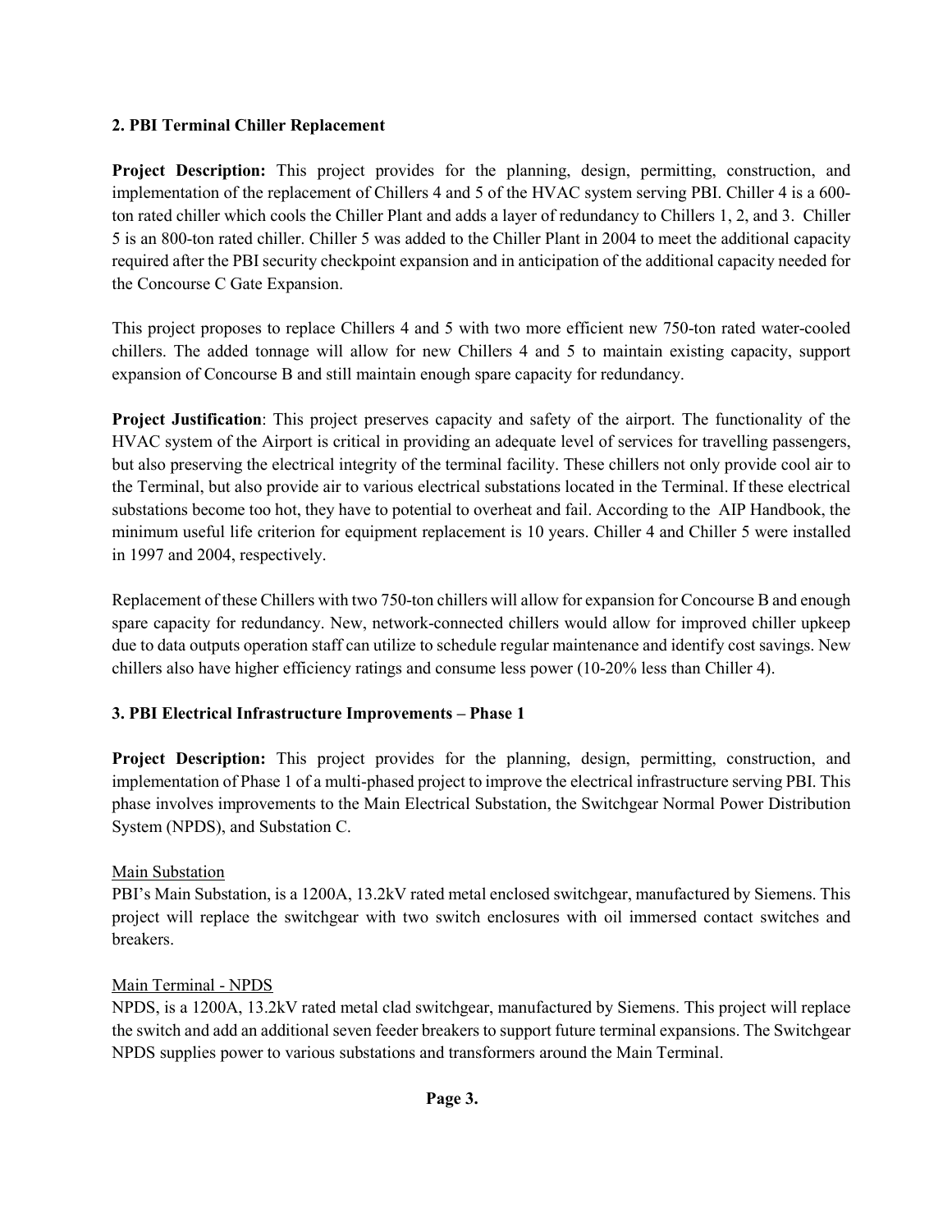**2. PBI Terminal Chiller Replacement**

**Project Description:** This project provides for the planning, design, permitting, construction, and implementation of the replacement of Chillers 4 and 5 of the HVAC system serving PBI. Chiller 4 is a 600-ton rated chiller which cools the Chiller Plant and adds a layer of redundancy to Chillers 1, 2, and 3. Chiller 5 is an 800-ton rated chiller. Chiller 5 was added to the Chiller Plant in 2004 to meet the additional capacity required after the PBI security checkpoint expansion and in anticipation of the additional capacity needed for the Concourse C Gate Expansion.

This project proposes to replace Chillers 4 and 5 with two more efficient new 750-ton rated water-cooled chillers. The added tonnage will allow for new Chillers 4 and 5 to maintain existing capacity, support expansion of Concourse B and still maintain enough spare capacity for redundancy.

**Project Justification**: This project preserves capacity and safety of the airport. The functionality of the HVAC system of the Airport is critical in providing an adequate level of services for travelling passengers, but also preserving the electrical integrity of the terminal facility. These chillers not only provide cool air to the Terminal, but also provide air to various electrical substations located in the Terminal. If these electrical substations become too hot, they have to potential to overheat and fail. According to the AIP Handbook, the minimum useful life criterion for equipment replacement is 10 years. Chiller 4 and Chiller 5 were installed in 1997 and 2004, respectively.

Replacement of these Chillers with two 750-ton chillers will allow for expansion for Concourse B and enough spare capacity for redundancy. New, network-connected chillers would allow for improved chiller upkeep due to data outputs operation staff can utilize to schedule regular maintenance and identify cost savings. New chillers also have higher efficiency ratings and consume less power (10-20% less than Chiller 4).

**3. PBI Electrical Infrastructure Improvements – Phase 1**

**Project Description:** This project provides for the planning, design, permitting, construction, and implementation of Phase 1 of a multi-phased project to improve the electrical infrastructure serving PBI. This phase involves improvements to the Main Electrical Substation, the Switchgear Normal Power Distribution System (NPDS), and Substation C.

Main Substation

PBI's Main Substation, is a 1200A, 13.2kV rated metal enclosed switchgear, manufactured by Siemens. This project will replace the switchgear with two switch enclosures with oil immersed contact switches and breakers.

Main Terminal - NPDS

NPDS, is a 1200A, 13.2kV rated metal clad switchgear, manufactured by Siemens. This project will replace the switch and add an additional seven feeder breakers to support future terminal expansions. The Switchgear NPDS supplies power to various substations and transformers around the Main Terminal.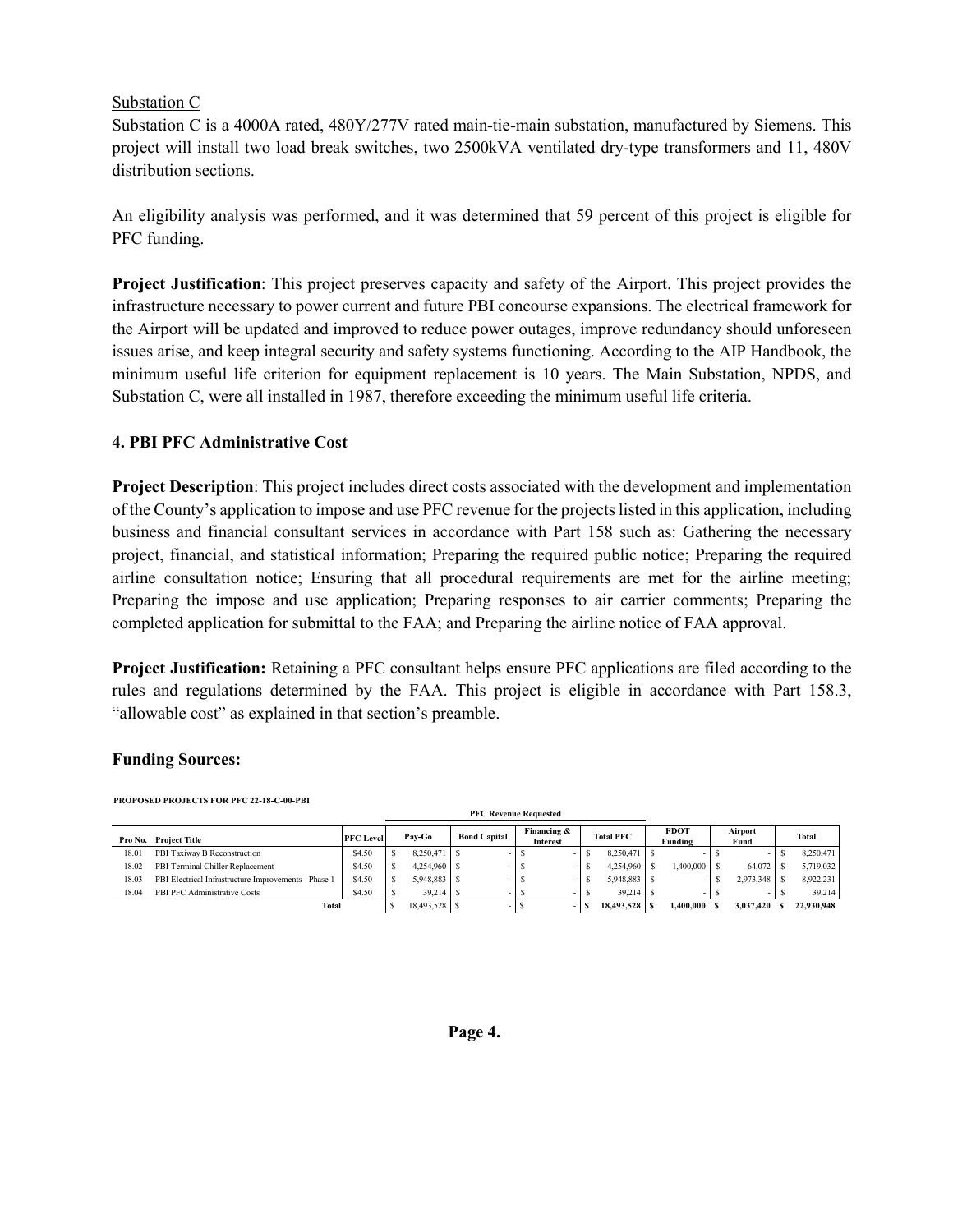Substation C

Substation C is a 4000A rated, 480Y/277V rated main-tie-main substation, manufactured by Siemens. This project will install two load break switches, two 2500kVA ventilated dry-type transformers and 11, 480V distribution sections.

An eligibility analysis was performed, and it was determined that 59 percent of this project is eligible for PFC funding.

**Project Justification**: This project preserves capacity and safety of the Airport. This project provides the infrastructure necessary to power current and future PBI concourse expansions. The electrical framework for the Airport will be updated and improved to reduce power outages, improve redundancy should unforeseen issues arise, and keep integral security and safety systems functioning. According to the AIP Handbook, the minimum useful life criterion for equipment replacement is 10 years. The Main Substation, NPDS, and Substation C, were all installed in 1987, therefore exceeding the minimum useful life criteria.

### 4. PBI PFC Administrative Cost

**Project Description**: This project includes direct costs associated with the development and implementation of the County's application to impose and use PFC revenue for the projects listed in this application, including business and financial consultant services in accordance with Part 158 such as: Gathering the necessary project, financial, and statistical information; Preparing the required public notice; Preparing the required airline consultation notice; Ensuring that all procedural requirements are met for the airline meeting; Preparing the impose and use application; Preparing responses to air carrier comments; Preparing the completed application for submittal to the FAA; and Preparing the airline notice of FAA approval.

**Project Justification:** Retaining a PFC consultant helps ensure PFC applications are filed according to the rules and regulations determined by the FAA. This project is eligible in accordance with Part 158.3, "allowable cost" as explained in that section's preamble.

### Funding Sources:

**PROPOSED PROJECTS FOR PFC 22-18-C-00-PBI**

| | | | PFC Revenue Requested | | | | | | |
|---|---|---|---|---|---|---|---|---|---|
| **Pro No.** | **Project Title** | **PFC Level** | **Pay-Go** | **Bond Capital** | **Financing & Interest** | **Total PFC** | **FDOT Funding** | **Airport Fund** | **Total** |
| 18.01 | PBI Taxiway B Reconstruction | $4.50 | $ 8,250,471 | $ - | $ - | $ 8,250,471 | $ - | $ - | $ 8,250,471 |
| 18.02 | PBI Terminal Chiller Replacement | $4.50 | $ 4,254,960 | $ - | $ - | $ 4,254,960 | $ 1,400,000 | $ 64,072 | $ 5,719,032 |
| 18.03 | PBI Electrical Infrastructure Improvements - Phase 1 | $4.50 | $ 5,948,883 | $ - | $ - | $ 5,948,883 | $ - | $ 2,973,348 | $ 8,922,231 |
| 18.04 | PBI PFC Administrative Costs | $4.50 | $ 39,214 | $ - | $ - | $ 39,214 | $ - | $ - | $ 39,214 |
| | **Total** | | $ 18,493,528 | $ - | $ - | **$ 18,493,528** | **$ 1,400,000** | **$ 3,037,420** | **$ 22,930,948** |